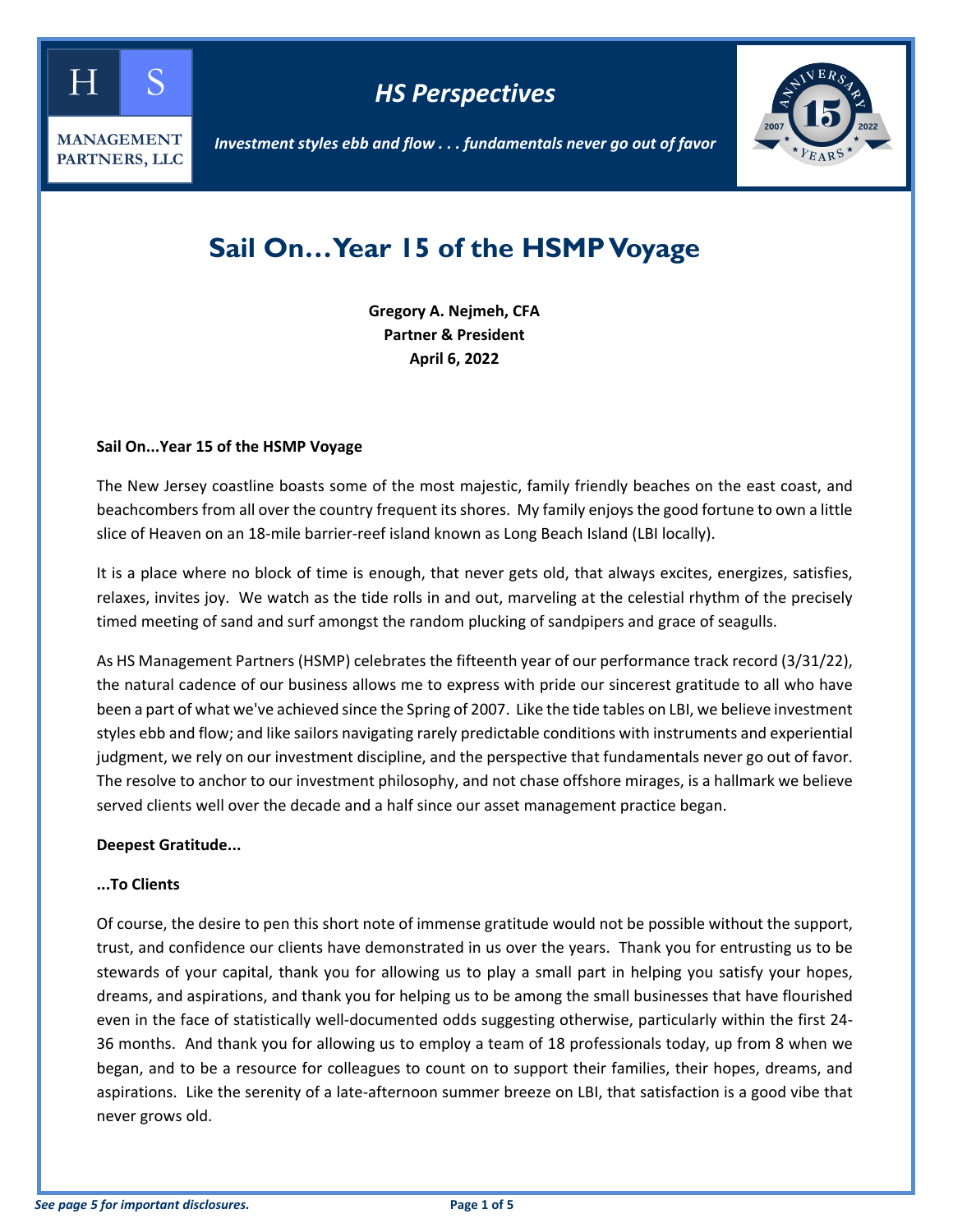HS Perspectives

*Investment styles ebb and flow . . . fundamentals never go out of favor*

# Sail On…Year 15 of the HSMP Voyage

**Gregory A. Nejmeh, CFA**
**Partner & President**
**April 6, 2022**

**Sail On...Year 15 of the HSMP Voyage**

The New Jersey coastline boasts some of the most majestic, family friendly beaches on the east coast, and beachcombers from all over the country frequent its shores. My family enjoys the good fortune to own a little slice of Heaven on an 18-mile barrier-reef island known as Long Beach Island (LBI locally).

It is a place where no block of time is enough, that never gets old, that always excites, energizes, satisfies, relaxes, invites joy. We watch as the tide rolls in and out, marveling at the celestial rhythm of the precisely timed meeting of sand and surf amongst the random plucking of sandpipers and grace of seagulls.

As HS Management Partners (HSMP) celebrates the fifteenth year of our performance track record (3/31/22), the natural cadence of our business allows me to express with pride our sincerest gratitude to all who have been a part of what we've achieved since the Spring of 2007. Like the tide tables on LBI, we believe investment styles ebb and flow; and like sailors navigating rarely predictable conditions with instruments and experiential judgment, we rely on our investment discipline, and the perspective that fundamentals never go out of favor. The resolve to anchor to our investment philosophy, and not chase offshore mirages, is a hallmark we believe served clients well over the decade and a half since our asset management practice began.

**Deepest Gratitude...**

**...To Clients**

Of course, the desire to pen this short note of immense gratitude would not be possible without the support, trust, and confidence our clients have demonstrated in us over the years. Thank you for entrusting us to be stewards of your capital, thank you for allowing us to play a small part in helping you satisfy your hopes, dreams, and aspirations, and thank you for helping us to be among the small businesses that have flourished even in the face of statistically well-documented odds suggesting otherwise, particularly within the first 24-36 months. And thank you for allowing us to employ a team of 18 professionals today, up from 8 when we began, and to be a resource for colleagues to count on to support their families, their hopes, dreams, and aspirations. Like the serenity of a late-afternoon summer breeze on LBI, that satisfaction is a good vibe that never grows old.

*See page 5 for important disclosures.*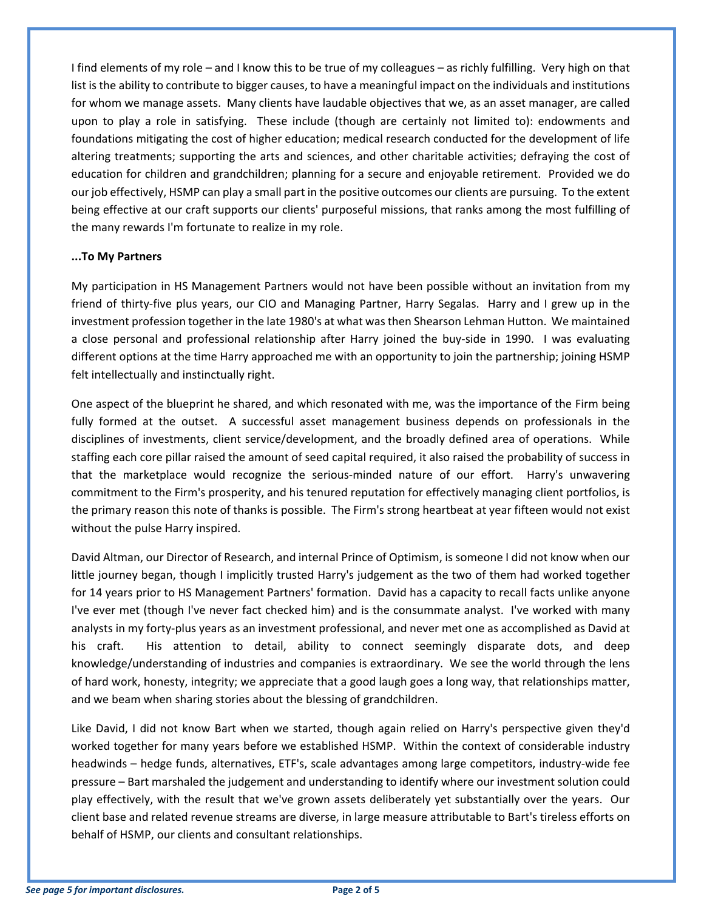I find elements of my role – and I know this to be true of my colleagues – as richly fulfilling. Very high on that list is the ability to contribute to bigger causes, to have a meaningful impact on the individuals and institutions for whom we manage assets. Many clients have laudable objectives that we, as an asset manager, are called upon to play a role in satisfying. These include (though are certainly not limited to): endowments and foundations mitigating the cost of higher education; medical research conducted for the development of life altering treatments; supporting the arts and sciences, and other charitable activities; defraying the cost of education for children and grandchildren; planning for a secure and enjoyable retirement. Provided we do our job effectively, HSMP can play a small part in the positive outcomes our clients are pursuing. To the extent being effective at our craft supports our clients' purposeful missions, that ranks among the most fulfilling of the many rewards I'm fortunate to realize in my role.

**...To My Partners**

My participation in HS Management Partners would not have been possible without an invitation from my friend of thirty-five plus years, our CIO and Managing Partner, Harry Segalas. Harry and I grew up in the investment profession together in the late 1980's at what was then Shearson Lehman Hutton. We maintained a close personal and professional relationship after Harry joined the buy-side in 1990. I was evaluating different options at the time Harry approached me with an opportunity to join the partnership; joining HSMP felt intellectually and instinctually right.

One aspect of the blueprint he shared, and which resonated with me, was the importance of the Firm being fully formed at the outset. A successful asset management business depends on professionals in the disciplines of investments, client service/development, and the broadly defined area of operations. While staffing each core pillar raised the amount of seed capital required, it also raised the probability of success in that the marketplace would recognize the serious-minded nature of our effort. Harry's unwavering commitment to the Firm's prosperity, and his tenured reputation for effectively managing client portfolios, is the primary reason this note of thanks is possible. The Firm's strong heartbeat at year fifteen would not exist without the pulse Harry inspired.

David Altman, our Director of Research, and internal Prince of Optimism, is someone I did not know when our little journey began, though I implicitly trusted Harry's judgement as the two of them had worked together for 14 years prior to HS Management Partners' formation. David has a capacity to recall facts unlike anyone I've ever met (though I've never fact checked him) and is the consummate analyst. I've worked with many analysts in my forty-plus years as an investment professional, and never met one as accomplished as David at his craft. His attention to detail, ability to connect seemingly disparate dots, and deep knowledge/understanding of industries and companies is extraordinary. We see the world through the lens of hard work, honesty, integrity; we appreciate that a good laugh goes a long way, that relationships matter, and we beam when sharing stories about the blessing of grandchildren.

Like David, I did not know Bart when we started, though again relied on Harry's perspective given they'd worked together for many years before we established HSMP. Within the context of considerable industry headwinds – hedge funds, alternatives, ETF's, scale advantages among large competitors, industry-wide fee pressure – Bart marshaled the judgement and understanding to identify where our investment solution could play effectively, with the result that we've grown assets deliberately yet substantially over the years. Our client base and related revenue streams are diverse, in large measure attributable to Bart's tireless efforts on behalf of HSMP, our clients and consultant relationships.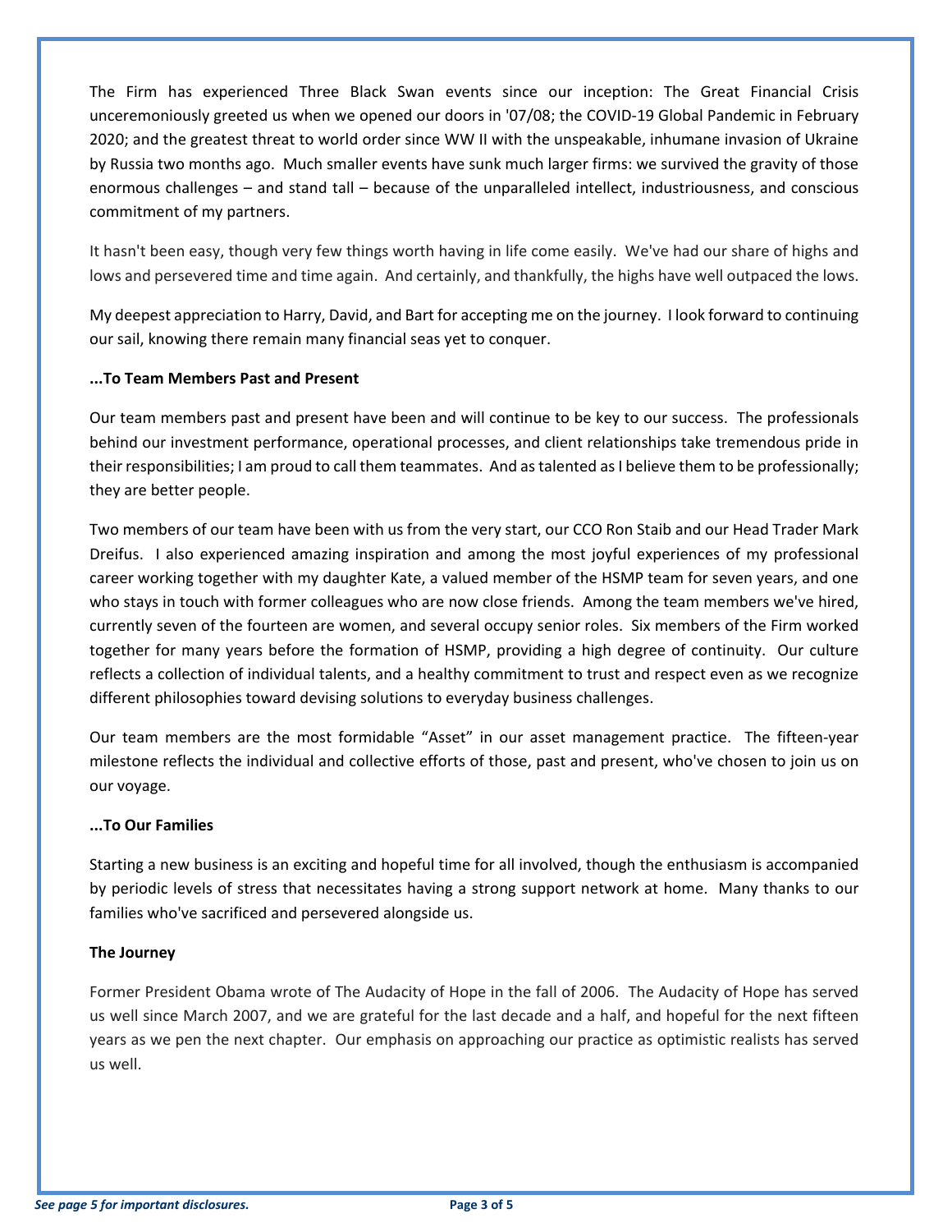The Firm has experienced Three Black Swan events since our inception: The Great Financial Crisis unceremoniously greeted us when we opened our doors in '07/08; the COVID-19 Global Pandemic in February 2020; and the greatest threat to world order since WW II with the unspeakable, inhumane invasion of Ukraine by Russia two months ago. Much smaller events have sunk much larger firms: we survived the gravity of those enormous challenges – and stand tall – because of the unparalleled intellect, industriousness, and conscious commitment of my partners.

It hasn't been easy, though very few things worth having in life come easily. We've had our share of highs and lows and persevered time and time again. And certainly, and thankfully, the highs have well outpaced the lows.

My deepest appreciation to Harry, David, and Bart for accepting me on the journey. I look forward to continuing our sail, knowing there remain many financial seas yet to conquer.

**...To Team Members Past and Present**

Our team members past and present have been and will continue to be key to our success. The professionals behind our investment performance, operational processes, and client relationships take tremendous pride in their responsibilities; I am proud to call them teammates. And as talented as I believe them to be professionally; they are better people.

Two members of our team have been with us from the very start, our CCO Ron Staib and our Head Trader Mark Dreifus. I also experienced amazing inspiration and among the most joyful experiences of my professional career working together with my daughter Kate, a valued member of the HSMP team for seven years, and one who stays in touch with former colleagues who are now close friends. Among the team members we've hired, currently seven of the fourteen are women, and several occupy senior roles. Six members of the Firm worked together for many years before the formation of HSMP, providing a high degree of continuity. Our culture reflects a collection of individual talents, and a healthy commitment to trust and respect even as we recognize different philosophies toward devising solutions to everyday business challenges.

Our team members are the most formidable "Asset" in our asset management practice. The fifteen-year milestone reflects the individual and collective efforts of those, past and present, who've chosen to join us on our voyage.

**...To Our Families**

Starting a new business is an exciting and hopeful time for all involved, though the enthusiasm is accompanied by periodic levels of stress that necessitates having a strong support network at home. Many thanks to our families who've sacrificed and persevered alongside us.

**The Journey**

Former President Obama wrote of The Audacity of Hope in the fall of 2006. The Audacity of Hope has served us well since March 2007, and we are grateful for the last decade and a half, and hopeful for the next fifteen years as we pen the next chapter. Our emphasis on approaching our practice as optimistic realists has served us well.

*See page 5 for important disclosures.*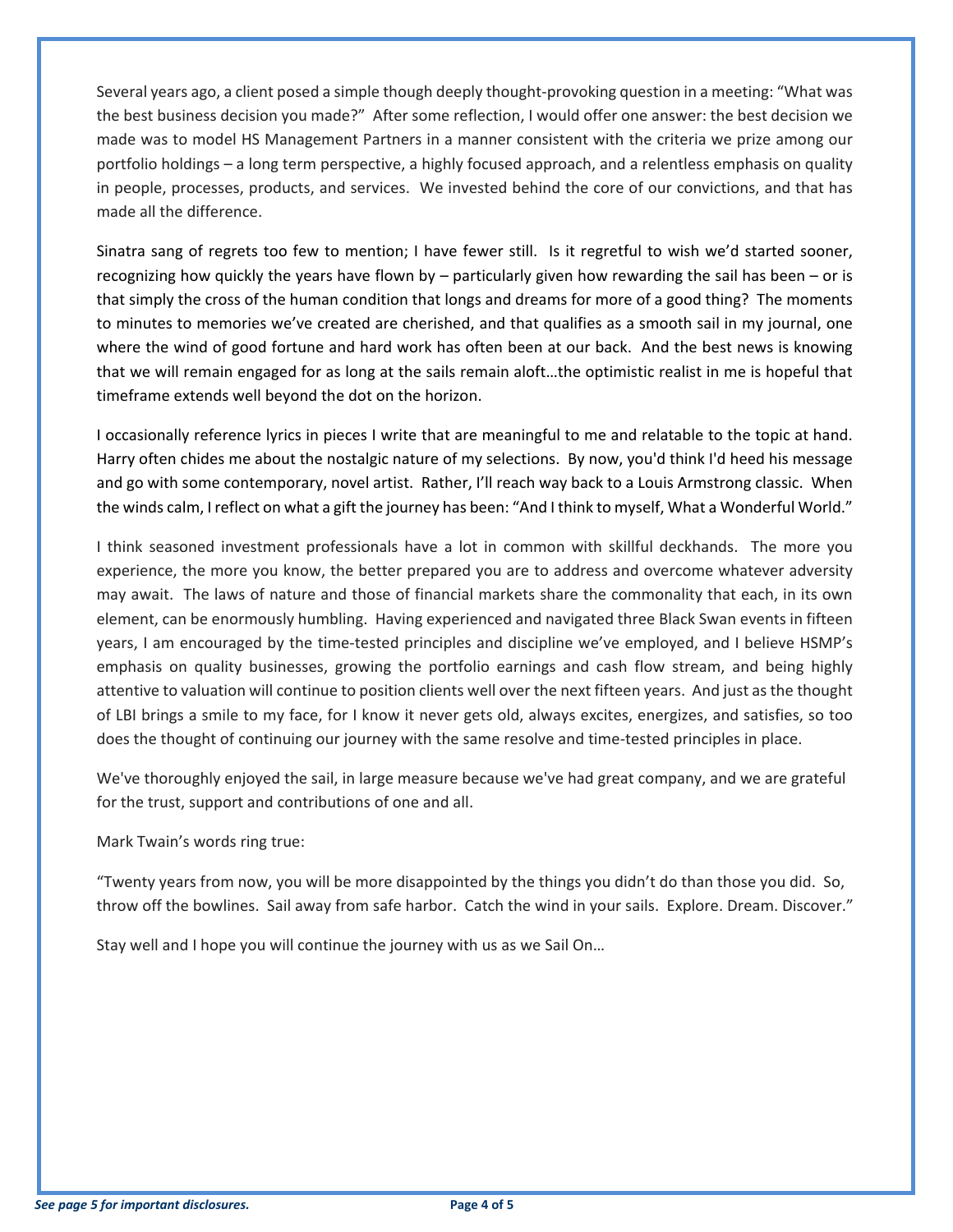Several years ago, a client posed a simple though deeply thought-provoking question in a meeting: "What was the best business decision you made?" After some reflection, I would offer one answer: the best decision we made was to model HS Management Partners in a manner consistent with the criteria we prize among our portfolio holdings – a long term perspective, a highly focused approach, and a relentless emphasis on quality in people, processes, products, and services. We invested behind the core of our convictions, and that has made all the difference.

Sinatra sang of regrets too few to mention; I have fewer still. Is it regretful to wish we'd started sooner, recognizing how quickly the years have flown by – particularly given how rewarding the sail has been – or is that simply the cross of the human condition that longs and dreams for more of a good thing? The moments to minutes to memories we've created are cherished, and that qualifies as a smooth sail in my journal, one where the wind of good fortune and hard work has often been at our back. And the best news is knowing that we will remain engaged for as long at the sails remain aloft…the optimistic realist in me is hopeful that timeframe extends well beyond the dot on the horizon.

I occasionally reference lyrics in pieces I write that are meaningful to me and relatable to the topic at hand. Harry often chides me about the nostalgic nature of my selections. By now, you'd think I'd heed his message and go with some contemporary, novel artist. Rather, I'll reach way back to a Louis Armstrong classic. When the winds calm, I reflect on what a gift the journey has been: "And I think to myself, What a Wonderful World."

I think seasoned investment professionals have a lot in common with skillful deckhands. The more you experience, the more you know, the better prepared you are to address and overcome whatever adversity may await. The laws of nature and those of financial markets share the commonality that each, in its own element, can be enormously humbling. Having experienced and navigated three Black Swan events in fifteen years, I am encouraged by the time-tested principles and discipline we've employed, and I believe HSMP's emphasis on quality businesses, growing the portfolio earnings and cash flow stream, and being highly attentive to valuation will continue to position clients well over the next fifteen years. And just as the thought of LBI brings a smile to my face, for I know it never gets old, always excites, energizes, and satisfies, so too does the thought of continuing our journey with the same resolve and time-tested principles in place.

We've thoroughly enjoyed the sail, in large measure because we've had great company, and we are grateful for the trust, support and contributions of one and all.

Mark Twain's words ring true:

"Twenty years from now, you will be more disappointed by the things you didn't do than those you did. So, throw off the bowlines. Sail away from safe harbor. Catch the wind in your sails. Explore. Dream. Discover."

Stay well and I hope you will continue the journey with us as we Sail On…

*See page 5 for important disclosures.*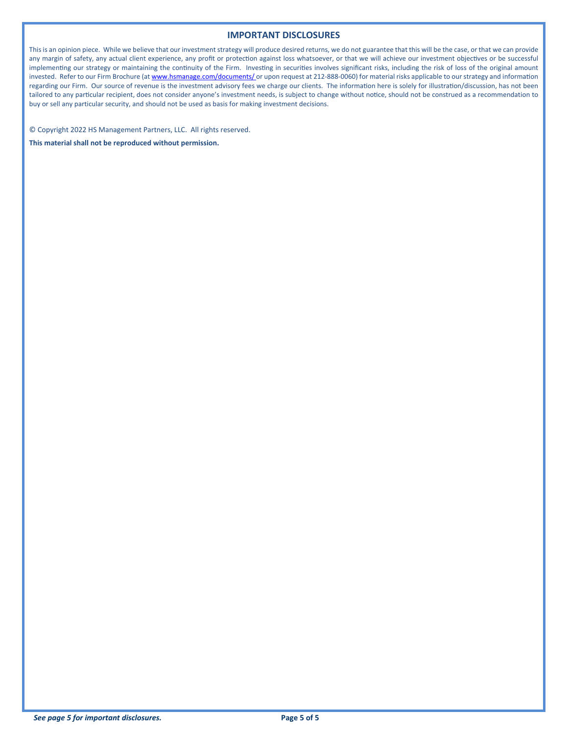## IMPORTANT DISCLOSURES

This is an opinion piece. While we believe that our investment strategy will produce desired returns, we do not guarantee that this will be the case, or that we can provide any margin of safety, any actual client experience, any profit or protection against loss whatsoever, or that we will achieve our investment objectives or be successful implementing our strategy or maintaining the continuity of the Firm. Investing in securities involves significant risks, including the risk of loss of the original amount invested. Refer to our Firm Brochure (at www.hsmanage.com/documents/ or upon request at 212-888-0060) for material risks applicable to our strategy and information regarding our Firm. Our source of revenue is the investment advisory fees we charge our clients. The information here is solely for illustration/discussion, has not been tailored to any particular recipient, does not consider anyone's investment needs, is subject to change without notice, should not be construed as a recommendation to buy or sell any particular security, and should not be used as basis for making investment decisions.

© Copyright 2022 HS Management Partners, LLC. All rights reserved.

**This material shall not be reproduced without permission.**